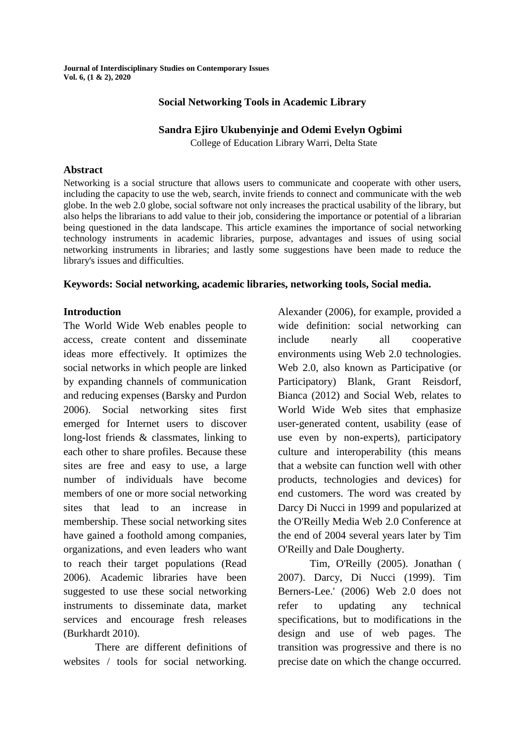# Social Networking Tools in Academic Library

**Sandra Ejiro Ukubenyinje and Odemi Evelyn Ogbimi**

College of Education Library Warri, Delta State

## Abstract

Networking is a social structure that allows users to communicate and cooperate with other users, including the capacity to use the web, search, invite friends to connect and communicate with the web globe. In the web 2.0 globe, social software not only increases the practical usability of the library, but also helps the librarians to add value to their job, considering the importance or potential of a librarian being questioned in the data landscape. This article examines the importance of social networking technology instruments in academic libraries, purpose, advantages and issues of using social networking instruments in libraries; and lastly some suggestions have been made to reduce the library's issues and difficulties.

**Keywords: Social networking, academic libraries, networking tools, Social media.**

## Introduction

The World Wide Web enables people to access, create content and disseminate ideas more effectively. It optimizes the social networks in which people are linked by expanding channels of communication and reducing expenses (Barsky and Purdon 2006). Social networking sites first emerged for Internet users to discover long-lost friends & classmates, linking to each other to share profiles. Because these sites are free and easy to use, a large number of individuals have become members of one or more social networking sites that lead to an increase in membership. These social networking sites have gained a foothold among companies, organizations, and even leaders who want to reach their target populations (Read 2006). Academic libraries have been suggested to use these social networking instruments to disseminate data, market services and encourage fresh releases (Burkhardt 2010).

There are different definitions of websites / tools for social networking. Alexander (2006), for example, provided a wide definition: social networking can include nearly all cooperative environments using Web 2.0 technologies. Web 2.0, also known as Participative (or Participatory) Blank, Grant Reisdorf, Bianca (2012) and Social Web, relates to World Wide Web sites that emphasize user-generated content, usability (ease of use even by non-experts), participatory culture and interoperability (this means that a website can function well with other products, technologies and devices) for end customers. The word was created by Darcy Di Nucci in 1999 and popularized at the O'Reilly Media Web 2.0 Conference at the end of 2004 several years later by Tim O'Reilly and Dale Dougherty.

Tim, O'Reilly (2005). Jonathan ( 2007). Darcy, Di Nucci (1999). Tim Berners-Lee.' (2006) Web 2.0 does not refer to updating any technical specifications, but to modifications in the design and use of web pages. The transition was progressive and there is no precise date on which the change occurred.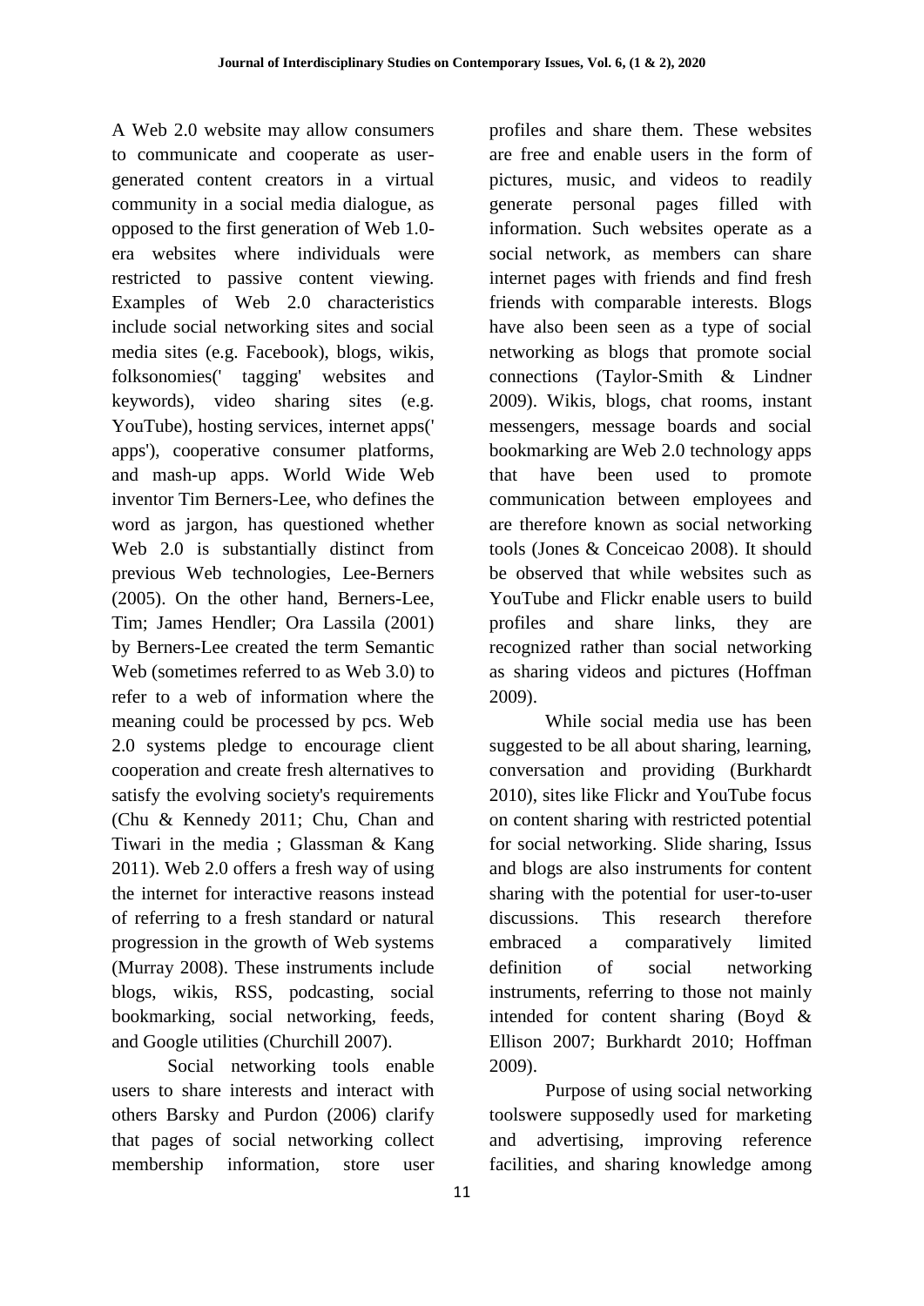A Web 2.0 website may allow consumers to communicate and cooperate as user-generated content creators in a virtual community in a social media dialogue, as opposed to the first generation of Web 1.0-era websites where individuals were restricted to passive content viewing. Examples of Web 2.0 characteristics include social networking sites and social media sites (e.g. Facebook), blogs, wikis, folksonomies(' tagging' websites and keywords), video sharing sites (e.g. YouTube), hosting services, internet apps(' apps'), cooperative consumer platforms, and mash-up apps. World Wide Web inventor Tim Berners-Lee, who defines the word as jargon, has questioned whether Web 2.0 is substantially distinct from previous Web technologies, Lee-Berners (2005). On the other hand, Berners-Lee, Tim; James Hendler; Ora Lassila (2001) by Berners-Lee created the term Semantic Web (sometimes referred to as Web 3.0) to refer to a web of information where the meaning could be processed by pcs. Web 2.0 systems pledge to encourage client cooperation and create fresh alternatives to satisfy the evolving society's requirements (Chu & Kennedy 2011; Chu, Chan and Tiwari in the media ; Glassman & Kang 2011). Web 2.0 offers a fresh way of using the internet for interactive reasons instead of referring to a fresh standard or natural progression in the growth of Web systems (Murray 2008). These instruments include blogs, wikis, RSS, podcasting, social bookmarking, social networking, feeds, and Google utilities (Churchill 2007).

Social networking tools enable users to share interests and interact with others Barsky and Purdon (2006) clarify that pages of social networking collect membership information, store user profiles and share them. These websites are free and enable users in the form of pictures, music, and videos to readily generate personal pages filled with information. Such websites operate as a social network, as members can share internet pages with friends and find fresh friends with comparable interests. Blogs have also been seen as a type of social networking as blogs that promote social connections (Taylor-Smith & Lindner 2009). Wikis, blogs, chat rooms, instant messengers, message boards and social bookmarking are Web 2.0 technology apps that have been used to promote communication between employees and are therefore known as social networking tools (Jones & Conceicao 2008). It should be observed that while websites such as YouTube and Flickr enable users to build profiles and share links, they are recognized rather than social networking as sharing videos and pictures (Hoffman 2009).

While social media use has been suggested to be all about sharing, learning, conversation and providing (Burkhardt 2010), sites like Flickr and YouTube focus on content sharing with restricted potential for social networking. Slide sharing, Issus and blogs are also instruments for content sharing with the potential for user-to-user discussions. This research therefore embraced a comparatively limited definition of social networking instruments, referring to those not mainly intended for content sharing (Boyd & Ellison 2007; Burkhardt 2010; Hoffman 2009).

Purpose of using social networking toolswere supposedly used for marketing and advertising, improving reference facilities, and sharing knowledge among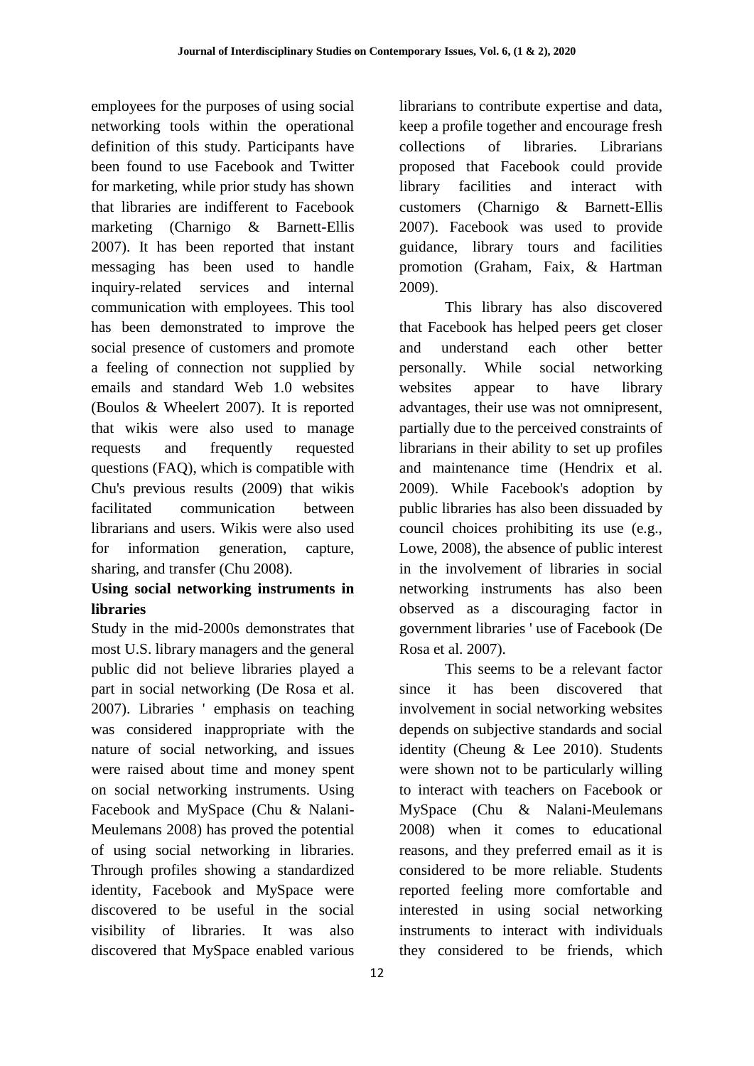employees for the purposes of using social networking tools within the operational definition of this study. Participants have been found to use Facebook and Twitter for marketing, while prior study has shown that libraries are indifferent to Facebook marketing (Charnigo & Barnett-Ellis 2007). It has been reported that instant messaging has been used to handle inquiry-related services and internal communication with employees. This tool has been demonstrated to improve the social presence of customers and promote a feeling of connection not supplied by emails and standard Web 1.0 websites (Boulos & Wheelert 2007). It is reported that wikis were also used to manage requests and frequently requested questions (FAQ), which is compatible with Chu's previous results (2009) that wikis facilitated communication between librarians and users. Wikis were also used for information generation, capture, sharing, and transfer (Chu 2008).

**Using social networking instruments in libraries**

Study in the mid-2000s demonstrates that most U.S. library managers and the general public did not believe libraries played a part in social networking (De Rosa et al. 2007). Libraries ' emphasis on teaching was considered inappropriate with the nature of social networking, and issues were raised about time and money spent on social networking instruments. Using Facebook and MySpace (Chu & Nalani-Meulemans 2008) has proved the potential of using social networking in libraries. Through profiles showing a standardized identity, Facebook and MySpace were discovered to be useful in the social visibility of libraries. It was also discovered that MySpace enabled various librarians to contribute expertise and data, keep a profile together and encourage fresh collections of libraries. Librarians proposed that Facebook could provide library facilities and interact with customers (Charnigo & Barnett-Ellis 2007). Facebook was used to provide guidance, library tours and facilities promotion (Graham, Faix, & Hartman 2009).

This library has also discovered that Facebook has helped peers get closer and understand each other better personally. While social networking websites appear to have library advantages, their use was not omnipresent, partially due to the perceived constraints of librarians in their ability to set up profiles and maintenance time (Hendrix et al. 2009). While Facebook's adoption by public libraries has also been dissuaded by council choices prohibiting its use (e.g., Lowe, 2008), the absence of public interest in the involvement of libraries in social networking instruments has also been observed as a discouraging factor in government libraries ' use of Facebook (De Rosa et al. 2007).

This seems to be a relevant factor since it has been discovered that involvement in social networking websites depends on subjective standards and social identity (Cheung & Lee 2010). Students were shown not to be particularly willing to interact with teachers on Facebook or MySpace (Chu & Nalani-Meulemans 2008) when it comes to educational reasons, and they preferred email as it is considered to be more reliable. Students reported feeling more comfortable and interested in using social networking instruments to interact with individuals they considered to be friends, which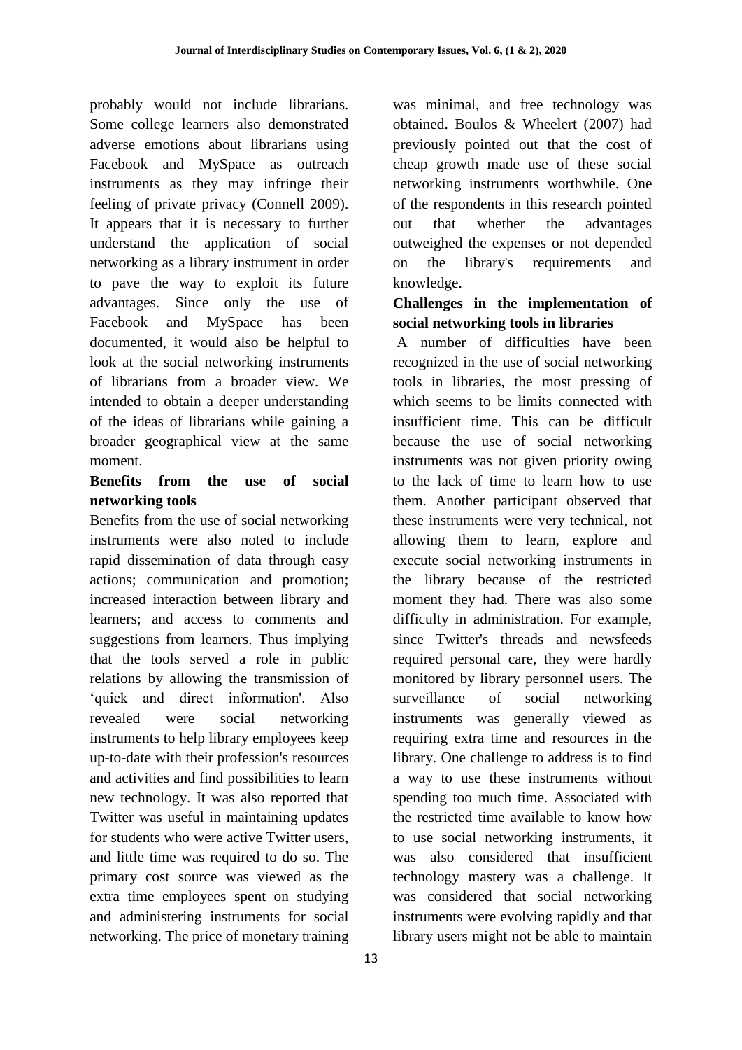probably would not include librarians. Some college learners also demonstrated adverse emotions about librarians using Facebook and MySpace as outreach instruments as they may infringe their feeling of private privacy (Connell 2009). It appears that it is necessary to further understand the application of social networking as a library instrument in order to pave the way to exploit its future advantages. Since only the use of Facebook and MySpace has been documented, it would also be helpful to look at the social networking instruments of librarians from a broader view. We intended to obtain a deeper understanding of the ideas of librarians while gaining a broader geographical view at the same moment.

**Benefits from the use of social networking tools**

Benefits from the use of social networking instruments were also noted to include rapid dissemination of data through easy actions; communication and promotion; increased interaction between library and learners; and access to comments and suggestions from learners. Thus implying that the tools served a role in public relations by allowing the transmission of 'quick and direct information'. Also revealed were social networking instruments to help library employees keep up-to-date with their profession's resources and activities and find possibilities to learn new technology. It was also reported that Twitter was useful in maintaining updates for students who were active Twitter users, and little time was required to do so. The primary cost source was viewed as the extra time employees spent on studying and administering instruments for social networking. The price of monetary training was minimal, and free technology was obtained. Boulos & Wheelert (2007) had previously pointed out that the cost of cheap growth made use of these social networking instruments worthwhile. One of the respondents in this research pointed out that whether the advantages outweighed the expenses or not depended on the library's requirements and knowledge.

**Challenges in the implementation of social networking tools in libraries**

A number of difficulties have been recognized in the use of social networking tools in libraries, the most pressing of which seems to be limits connected with insufficient time. This can be difficult because the use of social networking instruments was not given priority owing to the lack of time to learn how to use them. Another participant observed that these instruments were very technical, not allowing them to learn, explore and execute social networking instruments in the library because of the restricted moment they had. There was also some difficulty in administration. For example, since Twitter's threads and newsfeeds required personal care, they were hardly monitored by library personnel users. The surveillance of social networking instruments was generally viewed as requiring extra time and resources in the library. One challenge to address is to find a way to use these instruments without spending too much time. Associated with the restricted time available to know how to use social networking instruments, it was also considered that insufficient technology mastery was a challenge. It was considered that social networking instruments were evolving rapidly and that library users might not be able to maintain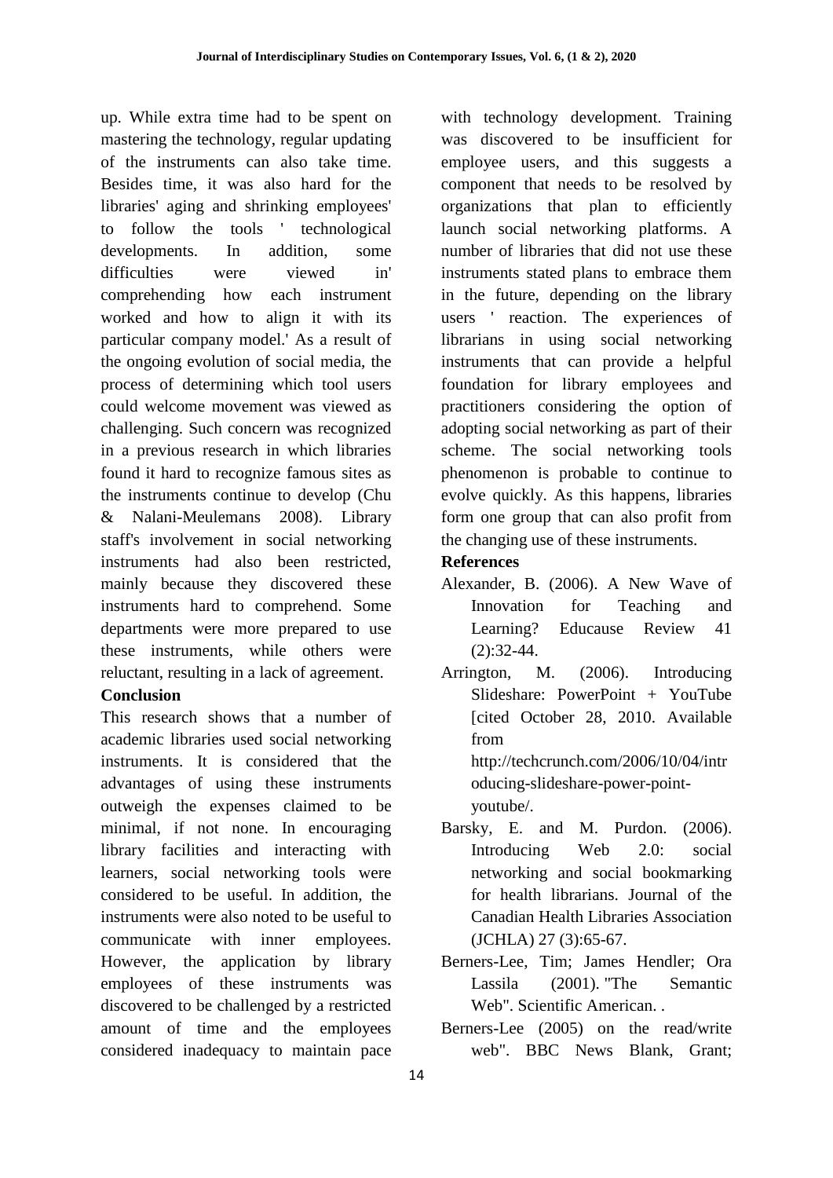up. While extra time had to be spent on mastering the technology, regular updating of the instruments can also take time. Besides time, it was also hard for the libraries' aging and shrinking employees' to follow the tools ' technological developments. In addition, some difficulties were viewed in' comprehending how each instrument worked and how to align it with its particular company model.' As a result of the ongoing evolution of social media, the process of determining which tool users could welcome movement was viewed as challenging. Such concern was recognized in a previous research in which libraries found it hard to recognize famous sites as the instruments continue to develop (Chu & Nalani-Meulemans 2008). Library staff's involvement in social networking instruments had also been restricted, mainly because they discovered these instruments hard to comprehend. Some departments were more prepared to use these instruments, while others were reluctant, resulting in a lack of agreement.

## Conclusion

This research shows that a number of academic libraries used social networking instruments. It is considered that the advantages of using these instruments outweigh the expenses claimed to be minimal, if not none. In encouraging library facilities and interacting with learners, social networking tools were considered to be useful. In addition, the instruments were also noted to be useful to communicate with inner employees. However, the application by library employees of these instruments was discovered to be challenged by a restricted amount of time and the employees considered inadequacy to maintain pace with technology development. Training was discovered to be insufficient for employee users, and this suggests a component that needs to be resolved by organizations that plan to efficiently launch social networking platforms. A number of libraries that did not use these instruments stated plans to embrace them in the future, depending on the library users ' reaction. The experiences of librarians in using social networking instruments that can provide a helpful foundation for library employees and practitioners considering the option of adopting social networking as part of their scheme. The social networking tools phenomenon is probable to continue to evolve quickly. As this happens, libraries form one group that can also profit from the changing use of these instruments.

## References

Alexander, B. (2006). A New Wave of Innovation for Teaching and Learning? Educause Review 41 (2):32-44.

Arrington, M. (2006). Introducing Slideshare: PowerPoint + YouTube [cited October 28, 2010. Available from http://techcrunch.com/2006/10/04/introducing-slideshare-power-point-youtube/.

Barsky, E. and M. Purdon. (2006). Introducing Web 2.0: social networking and social bookmarking for health librarians. Journal of the Canadian Health Libraries Association (JCHLA) 27 (3):65-67.

Berners-Lee, Tim; James Hendler; Ora Lassila (2001). "The Semantic Web". Scientific American. .

Berners-Lee (2005) on the read/write web". BBC News Blank, Grant;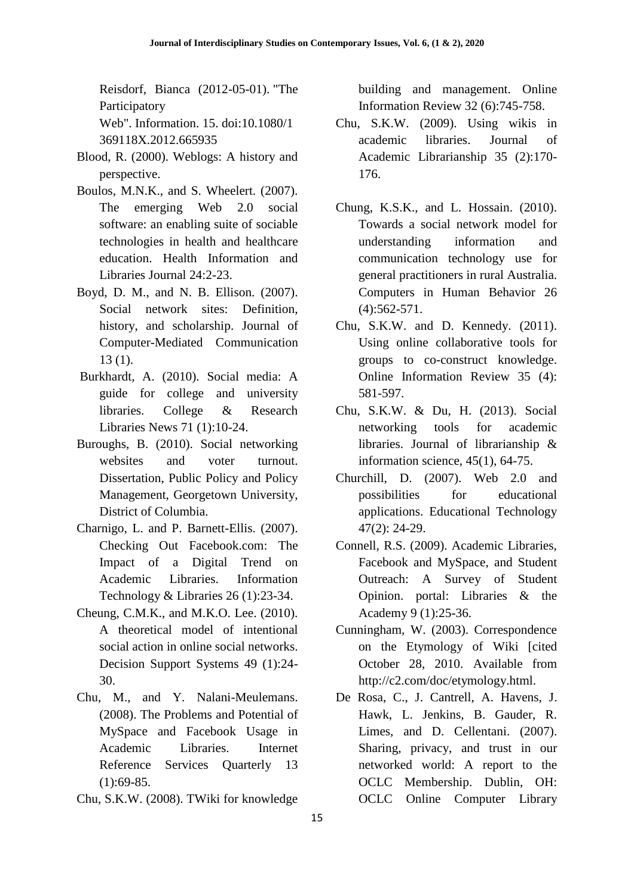Reisdorf, Bianca (2012-05-01). "The Participatory Web". Information. 15. doi:10.1080/1369118X.2012.665935

Blood, R. (2000). Weblogs: A history and perspective.

Boulos, M.N.K., and S. Wheelert. (2007). The emerging Web 2.0 social software: an enabling suite of sociable technologies in health and healthcare education. Health Information and Libraries Journal 24:2-23.

Boyd, D. M., and N. B. Ellison. (2007). Social network sites: Definition, history, and scholarship. Journal of Computer-Mediated Communication 13 (1).

Burkhardt, A. (2010). Social media: A guide for college and university libraries. College & Research Libraries News 71 (1):10-24.

Buroughs, B. (2010). Social networking websites and voter turnout. Dissertation, Public Policy and Policy Management, Georgetown University, District of Columbia.

Charnigo, L. and P. Barnett-Ellis. (2007). Checking Out Facebook.com: The Impact of a Digital Trend on Academic Libraries. Information Technology & Libraries 26 (1):23-34.

Cheung, C.M.K., and M.K.O. Lee. (2010). A theoretical model of intentional social action in online social networks. Decision Support Systems 49 (1):24-30.

Chu, M., and Y. Nalani-Meulemans. (2008). The Problems and Potential of MySpace and Facebook Usage in Academic Libraries. Internet Reference Services Quarterly 13 (1):69-85.

Chu, S.K.W. (2008). TWiki for knowledge building and management. Online Information Review 32 (6):745-758.

Chu, S.K.W. (2009). Using wikis in academic libraries. Journal of Academic Librarianship 35 (2):170-176.

Chung, K.S.K., and L. Hossain. (2010). Towards a social network model for understanding information and communication technology use for general practitioners in rural Australia. Computers in Human Behavior 26 (4):562-571.

Chu, S.K.W. and D. Kennedy. (2011). Using online collaborative tools for groups to co-construct knowledge. Online Information Review 35 (4): 581-597.

Chu, S.K.W. & Du, H. (2013). Social networking tools for academic libraries. Journal of librarianship & information science, 45(1), 64-75.

Churchill, D. (2007). Web 2.0 and possibilities for educational applications. Educational Technology 47(2): 24-29.

Connell, R.S. (2009). Academic Libraries, Facebook and MySpace, and Student Outreach: A Survey of Student Opinion. portal: Libraries & the Academy 9 (1):25-36.

Cunningham, W. (2003). Correspondence on the Etymology of Wiki [cited October 28, 2010. Available from http://c2.com/doc/etymology.html.

De Rosa, C., J. Cantrell, A. Havens, J. Hawk, L. Jenkins, B. Gauder, R. Limes, and D. Cellentani. (2007). Sharing, privacy, and trust in our networked world: A report to the OCLC Membership. Dublin, OH: OCLC Online Computer Library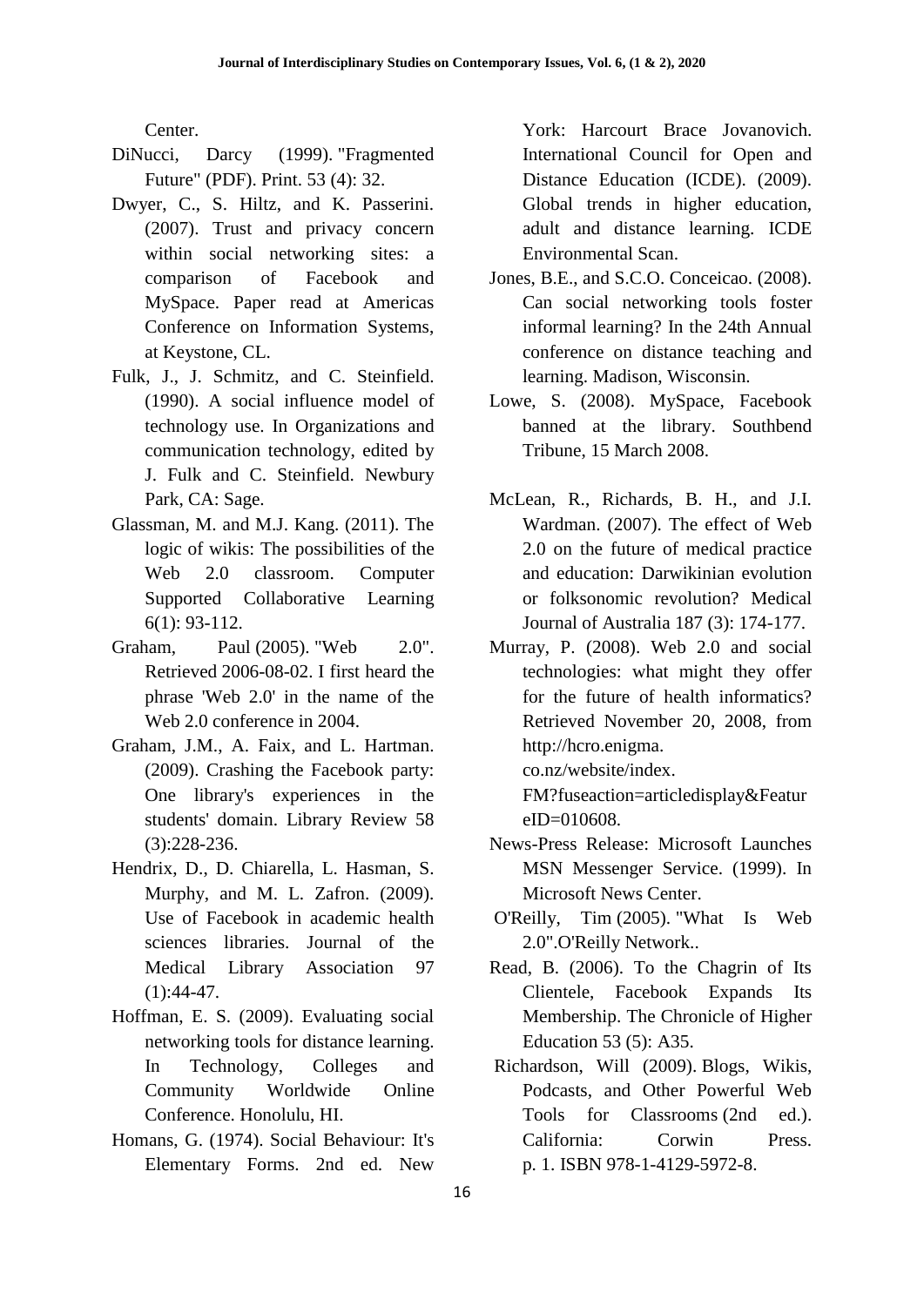Center.

DiNucci, Darcy (1999). "Fragmented Future" (PDF). Print. 53 (4): 32.

Dwyer, C., S. Hiltz, and K. Passerini. (2007). Trust and privacy concern within social networking sites: a comparison of Facebook and MySpace. Paper read at Americas Conference on Information Systems, at Keystone, CL.

Fulk, J., J. Schmitz, and C. Steinfield. (1990). A social influence model of technology use. In Organizations and communication technology, edited by J. Fulk and C. Steinfield. Newbury Park, CA: Sage.

Glassman, M. and M.J. Kang. (2011). The logic of wikis: The possibilities of the Web 2.0 classroom. Computer Supported Collaborative Learning 6(1): 93-112.

Graham, Paul (2005). "Web 2.0". Retrieved 2006-08-02. I first heard the phrase 'Web 2.0' in the name of the Web 2.0 conference in 2004.

Graham, J.M., A. Faix, and L. Hartman. (2009). Crashing the Facebook party: One library's experiences in the students' domain. Library Review 58 (3):228-236.

Hendrix, D., D. Chiarella, L. Hasman, S. Murphy, and M. L. Zafron. (2009). Use of Facebook in academic health sciences libraries. Journal of the Medical Library Association 97 (1):44-47.

Hoffman, E. S. (2009). Evaluating social networking tools for distance learning. In Technology, Colleges and Community Worldwide Online Conference. Honolulu, HI.

Homans, G. (1974). Social Behaviour: It's Elementary Forms. 2nd ed. New York: Harcourt Brace Jovanovich.

International Council for Open and Distance Education (ICDE). (2009). Global trends in higher education, adult and distance learning. ICDE Environmental Scan.

Jones, B.E., and S.C.O. Conceicao. (2008). Can social networking tools foster informal learning? In the 24th Annual conference on distance teaching and learning. Madison, Wisconsin.

Lowe, S. (2008). MySpace, Facebook banned at the library. Southbend Tribune, 15 March 2008.

McLean, R., Richards, B. H., and J.I. Wardman. (2007). The effect of Web 2.0 on the future of medical practice and education: Darwikinian evolution or folksonomic revolution? Medical Journal of Australia 187 (3): 174-177.

Murray, P. (2008). Web 2.0 and social technologies: what might they offer for the future of health informatics? Retrieved November 20, 2008, from http://hcro.enigma.co.nz/website/index.FM?fuseaction=articledisplay&FeatureID=010608.

News-Press Release: Microsoft Launches MSN Messenger Service. (1999). In Microsoft News Center.

O'Reilly, Tim (2005). "What Is Web 2.0".O'Reilly Network..

Read, B. (2006). To the Chagrin of Its Clientele, Facebook Expands Its Membership. The Chronicle of Higher Education 53 (5): A35.

Richardson, Will (2009). Blogs, Wikis, Podcasts, and Other Powerful Web Tools for Classrooms (2nd ed.). California: Corwin Press. p. 1. ISBN 978-1-4129-5972-8.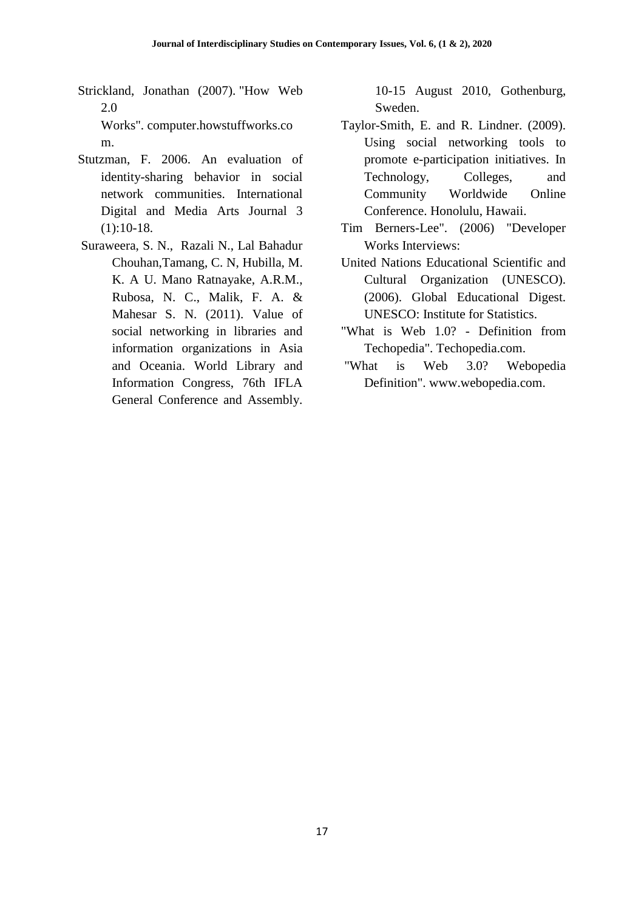Strickland, Jonathan (2007). "How Web 2.0 Works". computer.howstuffworks.com.

Stutzman, F. 2006. An evaluation of identity-sharing behavior in social network communities. International Digital and Media Arts Journal 3 (1):10-18.

Suraweera, S. N., Razali N., Lal Bahadur Chouhan,Tamang, C. N, Hubilla, M. K. A U. Mano Ratnayake, A.R.M., Rubosa, N. C., Malik, F. A. & Mahesar S. N. (2011). Value of social networking in libraries and information organizations in Asia and Oceania. World Library and Information Congress, 76th IFLA General Conference and Assembly. 10-15 August 2010, Gothenburg, Sweden.

Taylor-Smith, E. and R. Lindner. (2009). Using social networking tools to promote e-participation initiatives. In Technology, Colleges, and Community Worldwide Online Conference. Honolulu, Hawaii.

Tim Berners-Lee". (2006) "Developer Works Interviews:

United Nations Educational Scientific and Cultural Organization (UNESCO). (2006). Global Educational Digest. UNESCO: Institute for Statistics.

"What is Web 1.0? - Definition from Techopedia". Techopedia.com.

"What is Web 3.0? Webopedia Definition". www.webopedia.com.